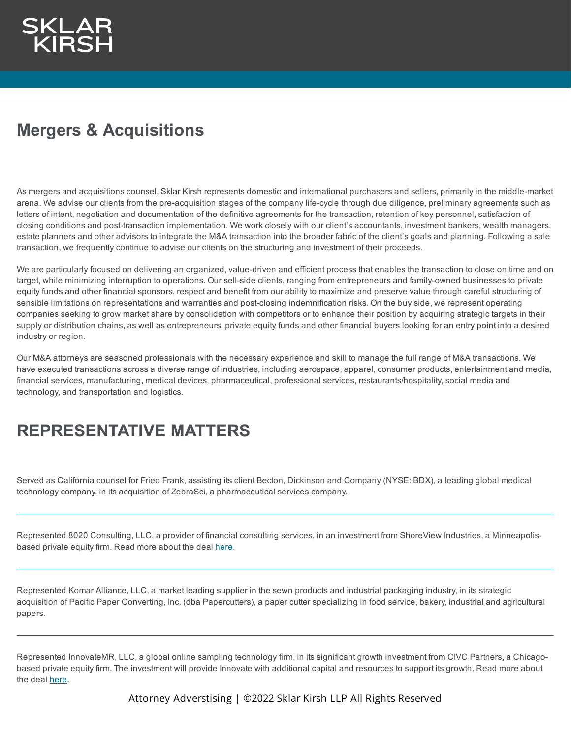SKLAR KIRSH

# Mergers & Acquisitions

As mergers and acquisitions counsel, Sklar Kirsh represents domestic and international purchasers and sellers, primarily in the middle-market arena. We advise our clients from the pre-acquisition stages of the company life-cycle through due diligence, preliminary agreements such as letters of intent, negotiation and documentation of the definitive agreements for the transaction, retention of key personnel, satisfaction of closing conditions and post-transaction implementation. We work closely with our client's accountants, investment bankers, wealth managers, estate planners and other advisors to integrate the M&A transaction into the broader fabric of the client's goals and planning. Following a sale transaction, we frequently continue to advise our clients on the structuring and investment of their proceeds.

We are particularly focused on delivering an organized, value-driven and efficient process that enables the transaction to close on time and on target, while minimizing interruption to operations. Our sell-side clients, ranging from entrepreneurs and family-owned businesses to private equity funds and other financial sponsors, respect and benefit from our ability to maximize and preserve value through careful structuring of sensible limitations on representations and warranties and post-closing indemnification risks. On the buy side, we represent operating companies seeking to grow market share by consolidation with competitors or to enhance their position by acquiring strategic targets in their supply or distribution chains, as well as entrepreneurs, private equity funds and other financial buyers looking for an entry point into a desired industry or region.

Our M&A attorneys are seasoned professionals with the necessary experience and skill to manage the full range of M&A transactions. We have executed transactions across a diverse range of industries, including aerospace, apparel, consumer products, entertainment and media, financial services, manufacturing, medical devices, pharmaceutical, professional services, restaurants/hospitality, social media and technology, and transportation and logistics.

## REPRESENTATIVE MATTERS

Served as California counsel for Fried Frank, assisting its client Becton, Dickinson and Company (NYSE: BDX), a leading global medical technology company, in its acquisition of ZebraSci, a pharmaceutical services company.

---

Represented 8020 Consulting, LLC, a provider of financial consulting services, in an investment from ShoreView Industries, a Minneapolis-based private equity firm. Read more about the deal here.

---

Represented Komar Alliance, LLC, a market leading supplier in the sewn products and industrial packaging industry, in its strategic acquisition of Pacific Paper Converting, Inc. (dba Papercutters), a paper cutter specializing in food service, bakery, industrial and agricultural papers.

---

Represented InnovateMR, LLC, a global online sampling technology firm, in its significant growth investment from CIVC Partners, a Chicago-based private equity firm. The investment will provide Innovate with additional capital and resources to support its growth. Read more about the deal here.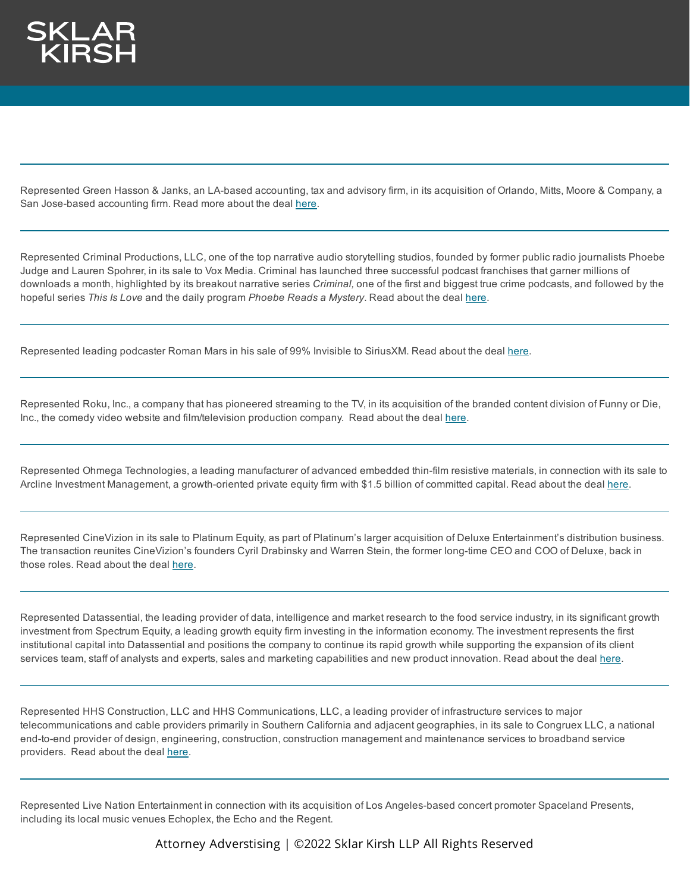SKLAR KIRSH

---

Represented Green Hasson & Janks, an LA-based accounting, tax and advisory firm, in its acquisition of Orlando, Mitts, Moore & Company, a San Jose-based accounting firm. Read more about the deal here.

---

Represented Criminal Productions, LLC, one of the top narrative audio storytelling studios, founded by former public radio journalists Phoebe Judge and Lauren Spohrer, in its sale to Vox Media. Criminal has launched three successful podcast franchises that garner millions of downloads a month, highlighted by its breakout narrative series *Criminal,* one of the first and biggest true crime podcasts, and followed by the hopeful series *This Is Love* and the daily program *Phoebe Reads a Mystery*. Read about the deal here.

---

Represented leading podcaster Roman Mars in his sale of 99% Invisible to SiriusXM. Read about the deal here.

---

Represented Roku, Inc., a company that has pioneered streaming to the TV, in its acquisition of the branded content division of Funny or Die, Inc., the comedy video website and film/television production company. Read about the deal here.

---

Represented Ohmega Technologies, a leading manufacturer of advanced embedded thin-film resistive materials, in connection with its sale to Arcline Investment Management, a growth-oriented private equity firm with $1.5 billion of committed capital. Read about the deal here.

---

Represented CineVizion in its sale to Platinum Equity, as part of Platinum's larger acquisition of Deluxe Entertainment's distribution business. The transaction reunites CineVizion's founders Cyril Drabinsky and Warren Stein, the former long-time CEO and COO of Deluxe, back in those roles. Read about the deal here.

---

Represented Datassential, the leading provider of data, intelligence and market research to the food service industry, in its significant growth investment from Spectrum Equity, a leading growth equity firm investing in the information economy. The investment represents the first institutional capital into Datassential and positions the company to continue its rapid growth while supporting the expansion of its client services team, staff of analysts and experts, sales and marketing capabilities and new product innovation. Read about the deal here.

---

Represented HHS Construction, LLC and HHS Communications, LLC, a leading provider of infrastructure services to major telecommunications and cable providers primarily in Southern California and adjacent geographies, in its sale to Congruex LLC, a national end-to-end provider of design, engineering, construction, construction management and maintenance services to broadband service providers. Read about the deal here.

---

Represented Live Nation Entertainment in connection with its acquisition of Los Angeles-based concert promoter Spaceland Presents, including its local music venues Echoplex, the Echo and the Regent.

Attorney Adverstising | ©2022 Sklar Kirsh LLP All Rights Reserved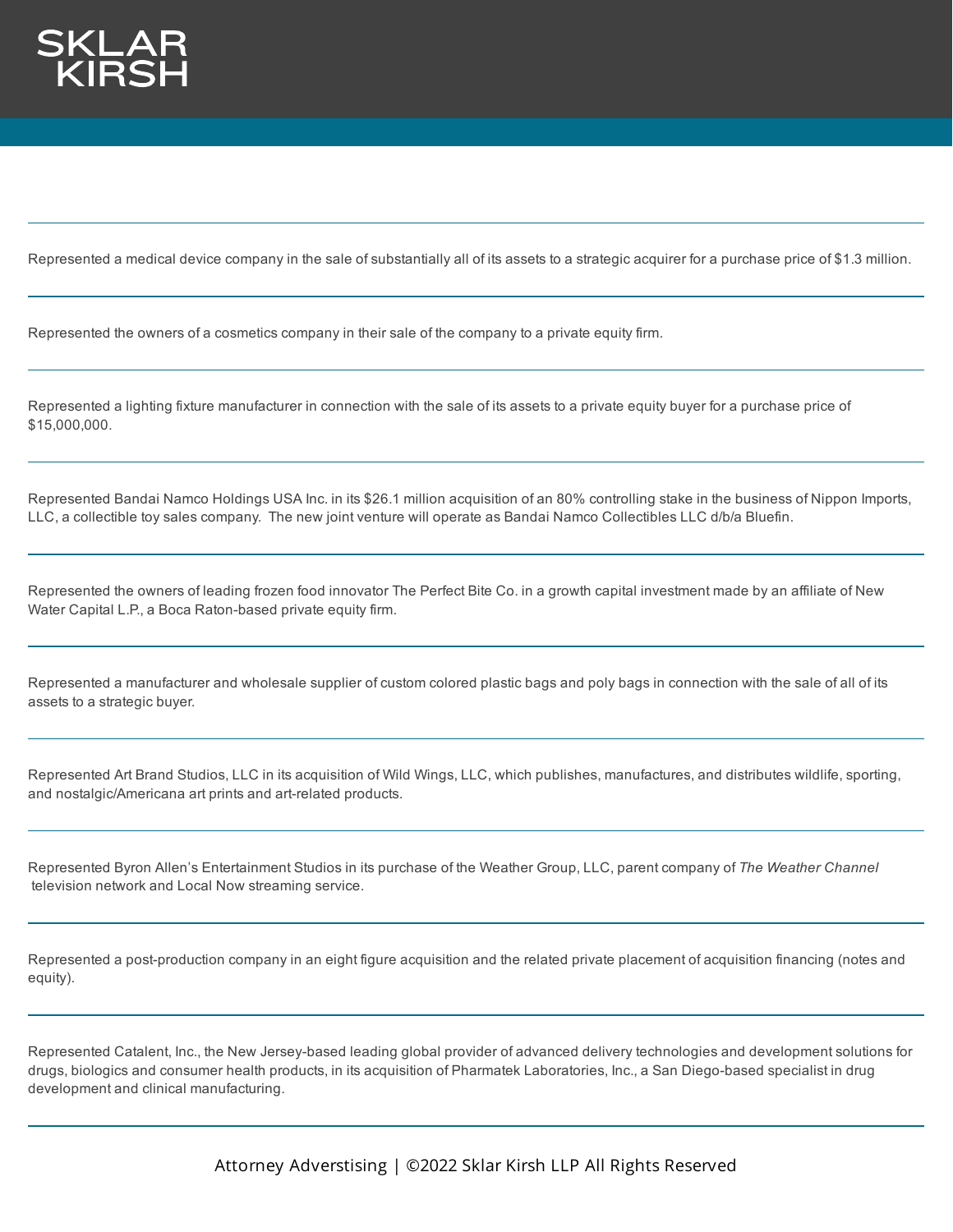Represented a medical device company in the sale of substantially all of its assets to a strategic acquirer for a purchase price of $1.3 million.

---

Represented the owners of a cosmetics company in their sale of the company to a private equity firm.

---

Represented a lighting fixture manufacturer in connection with the sale of its assets to a private equity buyer for a purchase price of $15,000,000.

---

Represented Bandai Namco Holdings USA Inc. in its $26.1 million acquisition of an 80% controlling stake in the business of Nippon Imports, LLC, a collectible toy sales company. The new joint venture will operate as Bandai Namco Collectibles LLC d/b/a Bluefin.

---

Represented the owners of leading frozen food innovator The Perfect Bite Co. in a growth capital investment made by an affiliate of New Water Capital L.P., a Boca Raton-based private equity firm.

---

Represented a manufacturer and wholesale supplier of custom colored plastic bags and poly bags in connection with the sale of all of its assets to a strategic buyer.

---

Represented Art Brand Studios, LLC in its acquisition of Wild Wings, LLC, which publishes, manufactures, and distributes wildlife, sporting, and nostalgic/Americana art prints and art-related products.

---

Represented Byron Allen's Entertainment Studios in its purchase of the Weather Group, LLC, parent company of *The Weather Channel* television network and Local Now streaming service.

---

Represented a post-production company in an eight figure acquisition and the related private placement of acquisition financing (notes and equity).

---

Represented Catalent, Inc., the New Jersey-based leading global provider of advanced delivery technologies and development solutions for drugs, biologics and consumer health products, in its acquisition of Pharmatek Laboratories, Inc., a San Diego-based specialist in drug development and clinical manufacturing.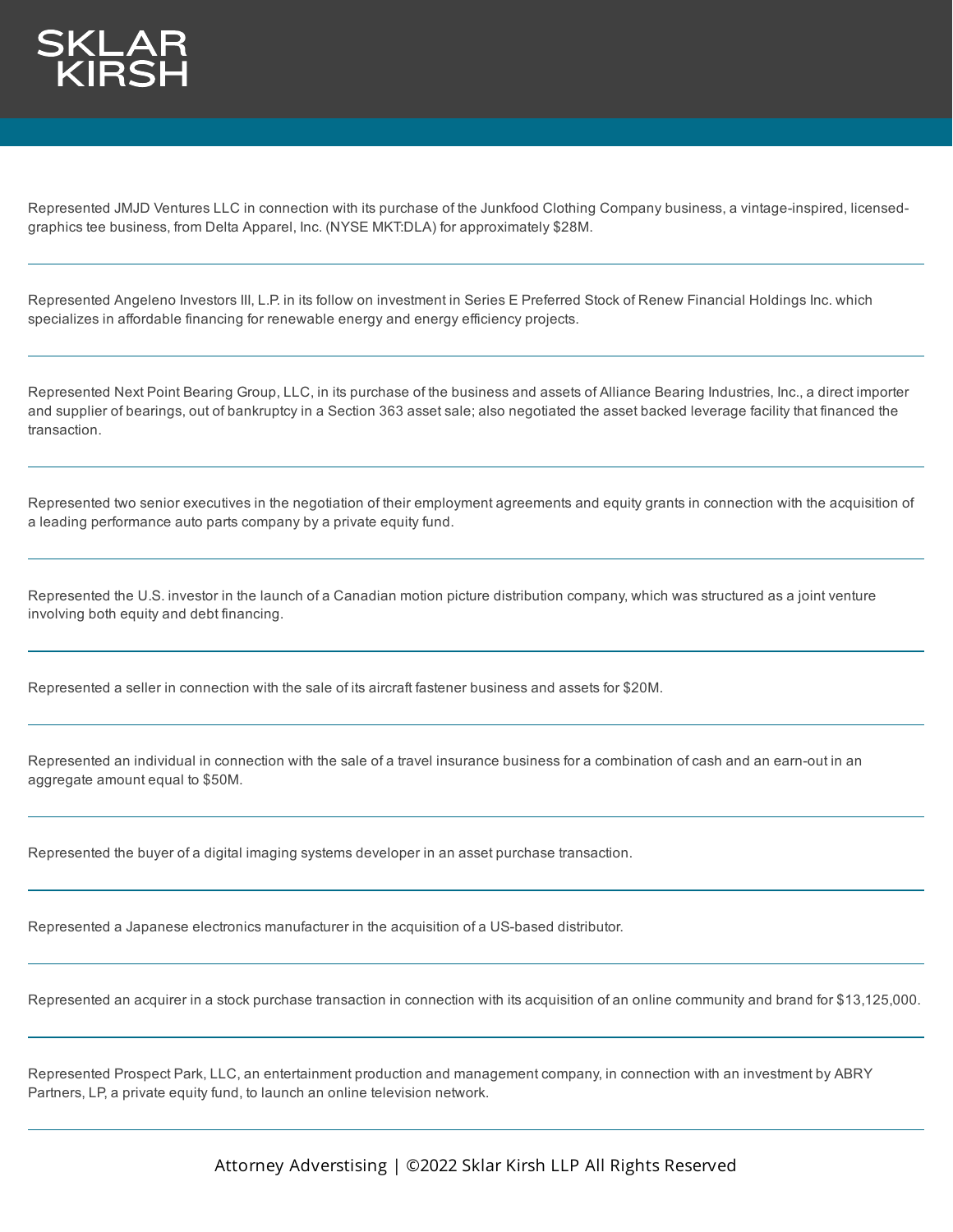Represented JMJD Ventures LLC in connection with its purchase of the Junkfood Clothing Company business, a vintage-inspired, licensed-graphics tee business, from Delta Apparel, Inc. (NYSE MKT:DLA) for approximately $28M.

---

Represented Angeleno Investors III, L.P. in its follow on investment in Series E Preferred Stock of Renew Financial Holdings Inc. which specializes in affordable financing for renewable energy and energy efficiency projects.

---

Represented Next Point Bearing Group, LLC, in its purchase of the business and assets of Alliance Bearing Industries, Inc., a direct importer and supplier of bearings, out of bankruptcy in a Section 363 asset sale; also negotiated the asset backed leverage facility that financed the transaction.

---

Represented two senior executives in the negotiation of their employment agreements and equity grants in connection with the acquisition of a leading performance auto parts company by a private equity fund.

---

Represented the U.S. investor in the launch of a Canadian motion picture distribution company, which was structured as a joint venture involving both equity and debt financing.

---

Represented a seller in connection with the sale of its aircraft fastener business and assets for $20M.

---

Represented an individual in connection with the sale of a travel insurance business for a combination of cash and an earn-out in an aggregate amount equal to $50M.

---

Represented the buyer of a digital imaging systems developer in an asset purchase transaction.

---

Represented a Japanese electronics manufacturer in the acquisition of a US-based distributor.

---

Represented an acquirer in a stock purchase transaction in connection with its acquisition of an online community and brand for $13,125,000.

---

Represented Prospect Park, LLC, an entertainment production and management company, in connection with an investment by ABRY Partners, LP, a private equity fund, to launch an online television network.

---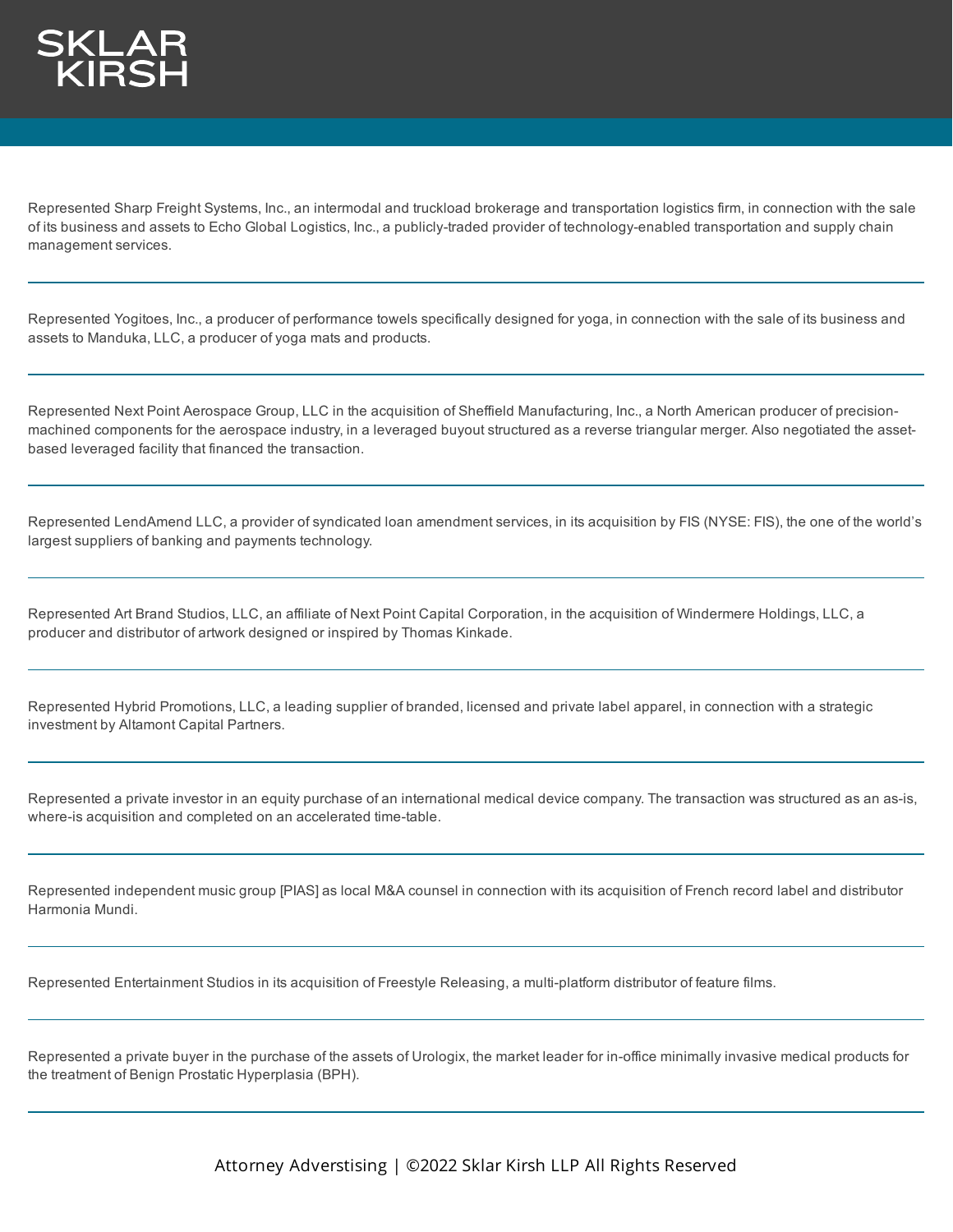Represented Sharp Freight Systems, Inc., an intermodal and truckload brokerage and transportation logistics firm, in connection with the sale of its business and assets to Echo Global Logistics, Inc., a publicly-traded provider of technology-enabled transportation and supply chain management services.

---

Represented Yogitoes, Inc., a producer of performance towels specifically designed for yoga, in connection with the sale of its business and assets to Manduka, LLC, a producer of yoga mats and products.

---

Represented Next Point Aerospace Group, LLC in the acquisition of Sheffield Manufacturing, Inc., a North American producer of precision-machined components for the aerospace industry, in a leveraged buyout structured as a reverse triangular merger. Also negotiated the asset-based leveraged facility that financed the transaction.

---

Represented LendAmend LLC, a provider of syndicated loan amendment services, in its acquisition by FIS (NYSE: FIS), the one of the world's largest suppliers of banking and payments technology.

---

Represented Art Brand Studios, LLC, an affiliate of Next Point Capital Corporation, in the acquisition of Windermere Holdings, LLC, a producer and distributor of artwork designed or inspired by Thomas Kinkade.

---

Represented Hybrid Promotions, LLC, a leading supplier of branded, licensed and private label apparel, in connection with a strategic investment by Altamont Capital Partners.

---

Represented a private investor in an equity purchase of an international medical device company. The transaction was structured as an as-is, where-is acquisition and completed on an accelerated time-table.

---

Represented independent music group [PIAS] as local M&A counsel in connection with its acquisition of French record label and distributor Harmonia Mundi.

---

Represented Entertainment Studios in its acquisition of Freestyle Releasing, a multi-platform distributor of feature films.

---

Represented a private buyer in the purchase of the assets of Urologix, the market leader for in-office minimally invasive medical products for the treatment of Benign Prostatic Hyperplasia (BPH).

---

Attorney Adverstising | ©2022 Sklar Kirsh LLP All Rights Reserved